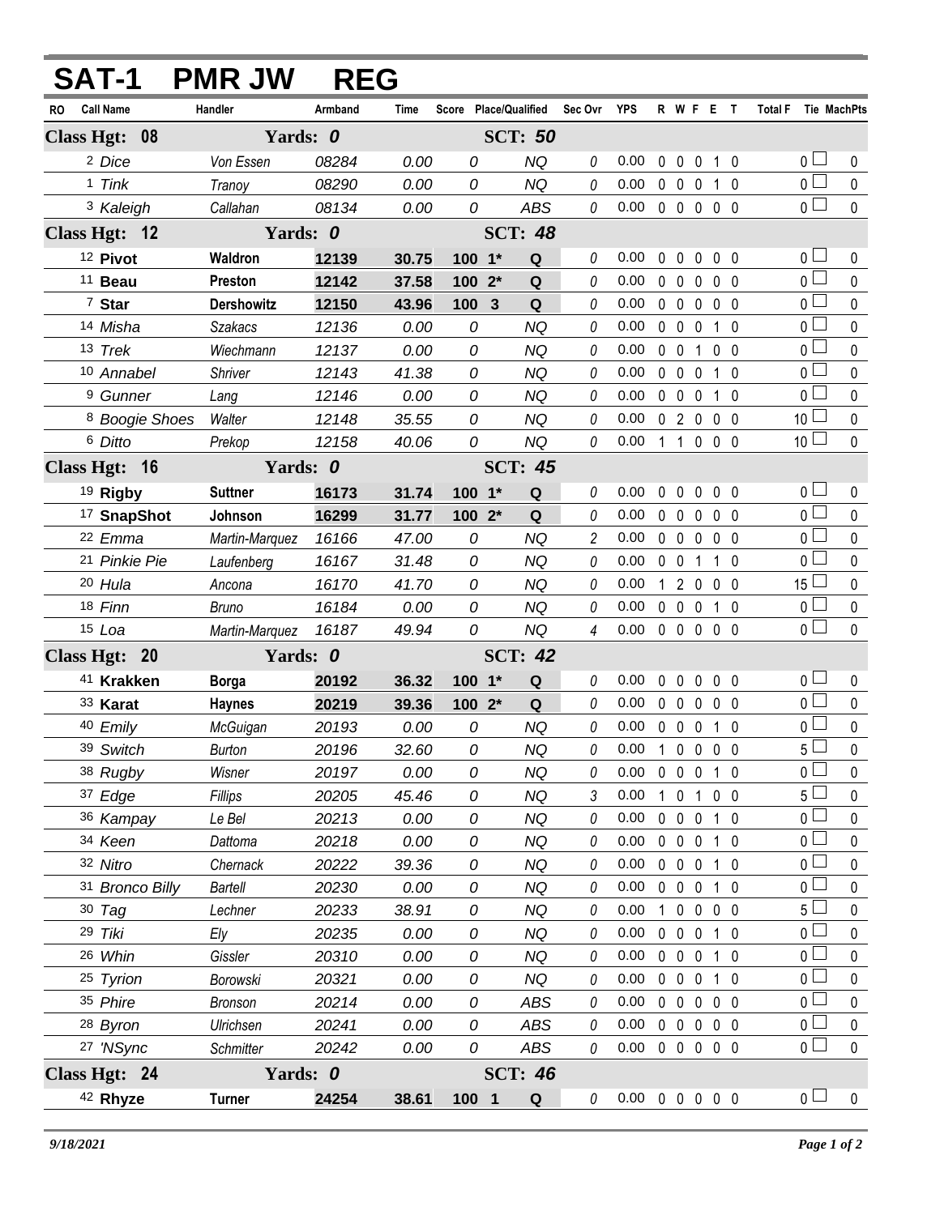# SAT-1 PMR JW REG

| RO | Call Name | Handler | Armband | Time | Score | Place/Qualified | | Sec Ovr | YPS | R | W | F | E | T | Total F | Tie | MachPts |
|---|---|---|---|---|---|---|---|---|---|---|---|---|---|---|---|---|---|
| **Class Hgt: 08** | | **Yards: 0** | | | | **SCT: 50** | | | | | | | | | | | |
| 2 | Dice | Von Essen | 08284 | 0.00 | 0 | | NQ | 0 | 0.00 | 0 | 0 | 0 | 1 | 0 | 0 | ☐ | 0 |
| 1 | Tink | Tranoy | 08290 | 0.00 | 0 | | NQ | 0 | 0.00 | 0 | 0 | 0 | 1 | 0 | 0 | ☐ | 0 |
| 3 | Kaleigh | Callahan | 08134 | 0.00 | 0 | | ABS | 0 | 0.00 | 0 | 0 | 0 | 0 | 0 | 0 | ☐ | 0 |
| **Class Hgt: 12** | | **Yards: 0** | | | | **SCT: 48** | | | | | | | | | | | |
| 12 | **Pivot** | **Waldron** | **12139** | **30.75** | **100** | **1*** | **Q** | 0 | 0.00 | 0 | 0 | 0 | 0 | 0 | 0 | ☐ | 0 |
| 11 | **Beau** | **Preston** | **12142** | **37.58** | **100** | **2*** | **Q** | 0 | 0.00 | 0 | 0 | 0 | 0 | 0 | 0 | ☐ | 0 |
| 7 | **Star** | **Dershowitz** | **12150** | **43.96** | **100** | **3** | **Q** | 0 | 0.00 | 0 | 0 | 0 | 0 | 0 | 0 | ☐ | 0 |
| 14 | Misha | Szakacs | 12136 | 0.00 | 0 | | NQ | 0 | 0.00 | 0 | 0 | 0 | 1 | 0 | 0 | ☐ | 0 |
| 13 | Trek | Wiechmann | 12137 | 0.00 | 0 | | NQ | 0 | 0.00 | 0 | 0 | 1 | 0 | 0 | 0 | ☐ | 0 |
| 10 | Annabel | Shriver | 12143 | 41.38 | 0 | | NQ | 0 | 0.00 | 0 | 0 | 0 | 1 | 0 | 0 | ☐ | 0 |
| 9 | Gunner | Lang | 12146 | 0.00 | 0 | | NQ | 0 | 0.00 | 0 | 0 | 0 | 1 | 0 | 0 | ☐ | 0 |
| 8 | Boogie Shoes | Walter | 12148 | 35.55 | 0 | | NQ | 0 | 0.00 | 0 | 2 | 0 | 0 | 0 | 10 | ☐ | 0 |
| 6 | Ditto | Prekop | 12158 | 40.06 | 0 | | NQ | 0 | 0.00 | 1 | 1 | 0 | 0 | 0 | 10 | ☐ | 0 |
| **Class Hgt: 16** | | **Yards: 0** | | | | **SCT: 45** | | | | | | | | | | | |
| 19 | **Rigby** | **Suttner** | **16173** | **31.74** | **100** | **1*** | **Q** | 0 | 0.00 | 0 | 0 | 0 | 0 | 0 | 0 | ☐ | 0 |
| 17 | **SnapShot** | **Johnson** | **16299** | **31.77** | **100** | **2*** | **Q** | 0 | 0.00 | 0 | 0 | 0 | 0 | 0 | 0 | ☐ | 0 |
| 22 | Emma | Martin-Marquez | 16166 | 47.00 | 0 | | NQ | 2 | 0.00 | 0 | 0 | 0 | 0 | 0 | 0 | ☐ | 0 |
| 21 | Pinkie Pie | Laufenberg | 16167 | 31.48 | 0 | | NQ | 0 | 0.00 | 0 | 0 | 1 | 1 | 0 | 0 | ☐ | 0 |
| 20 | Hula | Ancona | 16170 | 41.70 | 0 | | NQ | 0 | 0.00 | 1 | 2 | 0 | 0 | 0 | 15 | ☐ | 0 |
| 18 | Finn | Bruno | 16184 | 0.00 | 0 | | NQ | 0 | 0.00 | 0 | 0 | 0 | 1 | 0 | 0 | ☐ | 0 |
| 15 | Loa | Martin-Marquez | 16187 | 49.94 | 0 | | NQ | 4 | 0.00 | 0 | 0 | 0 | 0 | 0 | 0 | ☐ | 0 |
| **Class Hgt: 20** | | **Yards: 0** | | | | **SCT: 42** | | | | | | | | | | | |
| 41 | **Krakken** | **Borga** | **20192** | **36.32** | **100** | **1*** | **Q** | 0 | 0.00 | 0 | 0 | 0 | 0 | 0 | 0 | ☐ | 0 |
| 33 | **Karat** | **Haynes** | **20219** | **39.36** | **100** | **2*** | **Q** | 0 | 0.00 | 0 | 0 | 0 | 0 | 0 | 0 | ☐ | 0 |
| 40 | Emily | McGuigan | 20193 | 0.00 | 0 | | NQ | 0 | 0.00 | 0 | 0 | 0 | 1 | 0 | 0 | ☐ | 0 |
| 39 | Switch | Burton | 20196 | 32.60 | 0 | | NQ | 0 | 0.00 | 1 | 0 | 0 | 0 | 0 | 5 | ☐ | 0 |
| 38 | Rugby | Wisner | 20197 | 0.00 | 0 | | NQ | 0 | 0.00 | 0 | 0 | 0 | 1 | 0 | 0 | ☐ | 0 |
| 37 | Edge | Fillips | 20205 | 45.46 | 0 | | NQ | 3 | 0.00 | 1 | 0 | 1 | 0 | 0 | 5 | ☐ | 0 |
| 36 | Kampay | Le Bel | 20213 | 0.00 | 0 | | NQ | 0 | 0.00 | 0 | 0 | 0 | 1 | 0 | 0 | ☐ | 0 |
| 34 | Keen | Dattoma | 20218 | 0.00 | 0 | | NQ | 0 | 0.00 | 0 | 0 | 0 | 1 | 0 | 0 | ☐ | 0 |
| 32 | Nitro | Chernack | 20222 | 39.36 | 0 | | NQ | 0 | 0.00 | 0 | 0 | 0 | 1 | 0 | 0 | ☐ | 0 |
| 31 | Bronco Billy | Bartell | 20230 | 0.00 | 0 | | NQ | 0 | 0.00 | 0 | 0 | 0 | 1 | 0 | 0 | ☐ | 0 |
| 30 | Tag | Lechner | 20233 | 38.91 | 0 | | NQ | 0 | 0.00 | 1 | 0 | 0 | 0 | 0 | 5 | ☐ | 0 |
| 29 | Tiki | Ely | 20235 | 0.00 | 0 | | NQ | 0 | 0.00 | 0 | 0 | 0 | 1 | 0 | 0 | ☐ | 0 |
| 26 | Whin | Gissler | 20310 | 0.00 | 0 | | NQ | 0 | 0.00 | 0 | 0 | 0 | 1 | 0 | 0 | ☐ | 0 |
| 25 | Tyrion | Borowski | 20321 | 0.00 | 0 | | NQ | 0 | 0.00 | 0 | 0 | 0 | 1 | 0 | 0 | ☐ | 0 |
| 35 | Phire | Bronson | 20214 | 0.00 | 0 | | ABS | 0 | 0.00 | 0 | 0 | 0 | 0 | 0 | 0 | ☐ | 0 |
| 28 | Byron | Ulrichsen | 20241 | 0.00 | 0 | | ABS | 0 | 0.00 | 0 | 0 | 0 | 0 | 0 | 0 | ☐ | 0 |
| 27 | 'NSync | Schmitter | 20242 | 0.00 | 0 | | ABS | 0 | 0.00 | 0 | 0 | 0 | 0 | 0 | 0 | ☐ | 0 |
| **Class Hgt: 24** | | **Yards: 0** | | | | **SCT: 46** | | | | | | | | | | | |
| 42 | **Rhyze** | **Turner** | **24254** | **38.61** | **100** | **1** | **Q** | 0 | 0.00 | 0 | 0 | 0 | 0 | 0 | 0 | ☐ | 0 |

*9/18/2021*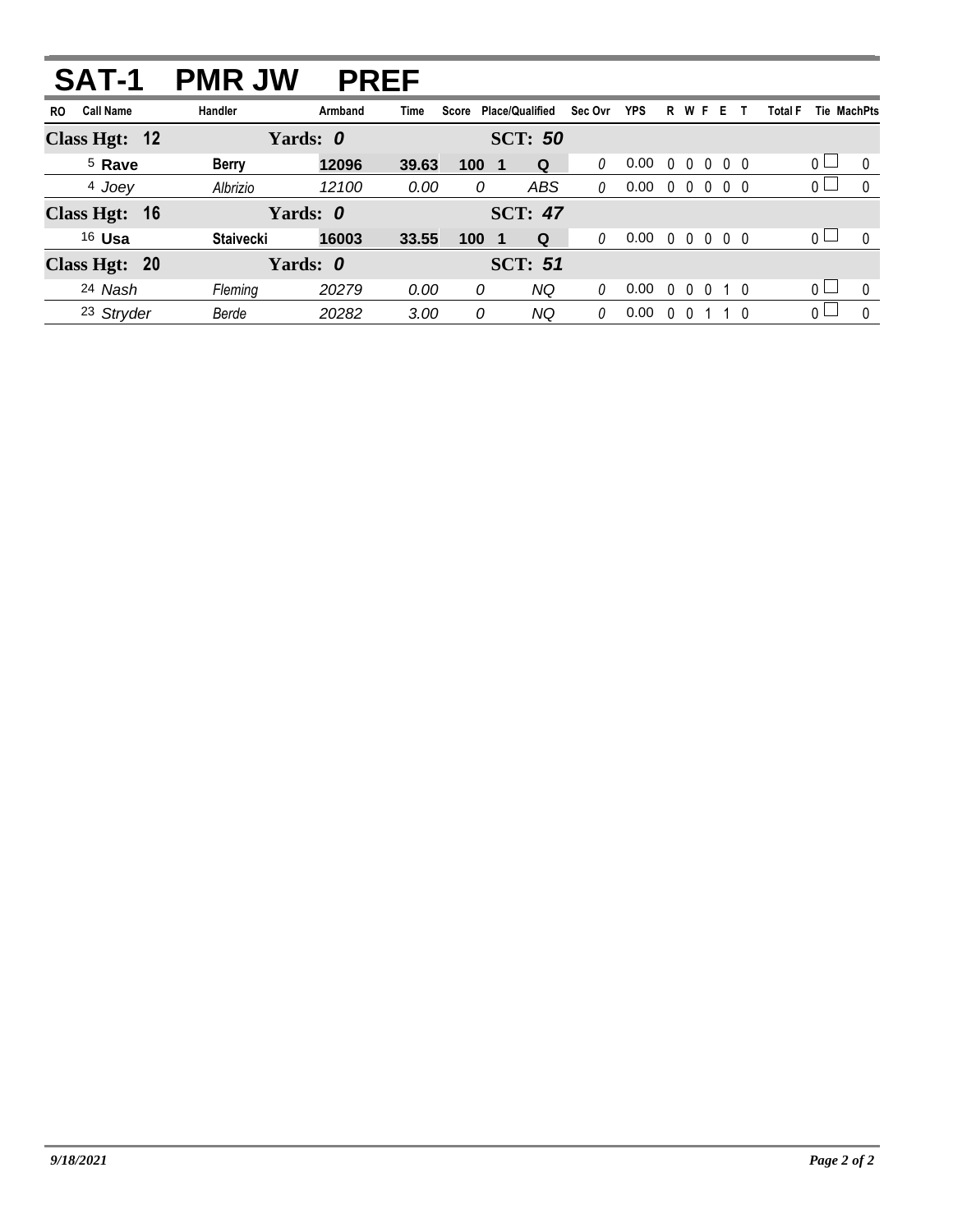# SAT-1 PMR JW PREF

| RO | Call Name | Handler | Armband | Time | Score | Place/Qualified | | Sec Ovr | YPS | R | W | F | E | T | Total F | Tie | MachPts |
|---|---|---|---|---|---|---|---|---|---|---|---|---|---|---|---|---|---|
| **Class Hgt: 12** | | **Yards: *0*** | | | | **SCT: *50*** | | | | | | | | | | | |
| 5 | **Rave** | **Berry** | **12096** | **39.63** | **100** | **1** | **Q** | *0* | 0.00 | 0 | 0 | 0 | 0 | 0 | | 0 ☐ | 0 |
| 4 | *Joey* | *Albrizio* | *12100* | *0.00* | *0* | | *ABS* | *0* | 0.00 | 0 | 0 | 0 | 0 | 0 | | 0 ☐ | 0 |
| **Class Hgt: 16** | | **Yards: *0*** | | | | **SCT: *47*** | | | | | | | | | | | |
| 16 | **Usa** | **Staivecki** | **16003** | **33.55** | **100** | **1** | **Q** | *0* | 0.00 | 0 | 0 | 0 | 0 | 0 | | 0 ☐ | 0 |
| **Class Hgt: 20** | | **Yards: *0*** | | | | **SCT: *51*** | | | | | | | | | | | |
| 24 | *Nash* | *Fleming* | *20279* | *0.00* | *0* | | *NQ* | *0* | 0.00 | 0 | 0 | 0 | 1 | 0 | | 0 ☐ | 0 |
| 23 | *Stryder* | *Berde* | *20282* | *3.00* | *0* | | *NQ* | *0* | 0.00 | 0 | 0 | 1 | 1 | 0 | | 0 ☐ | 0 |

*9/18/2021*